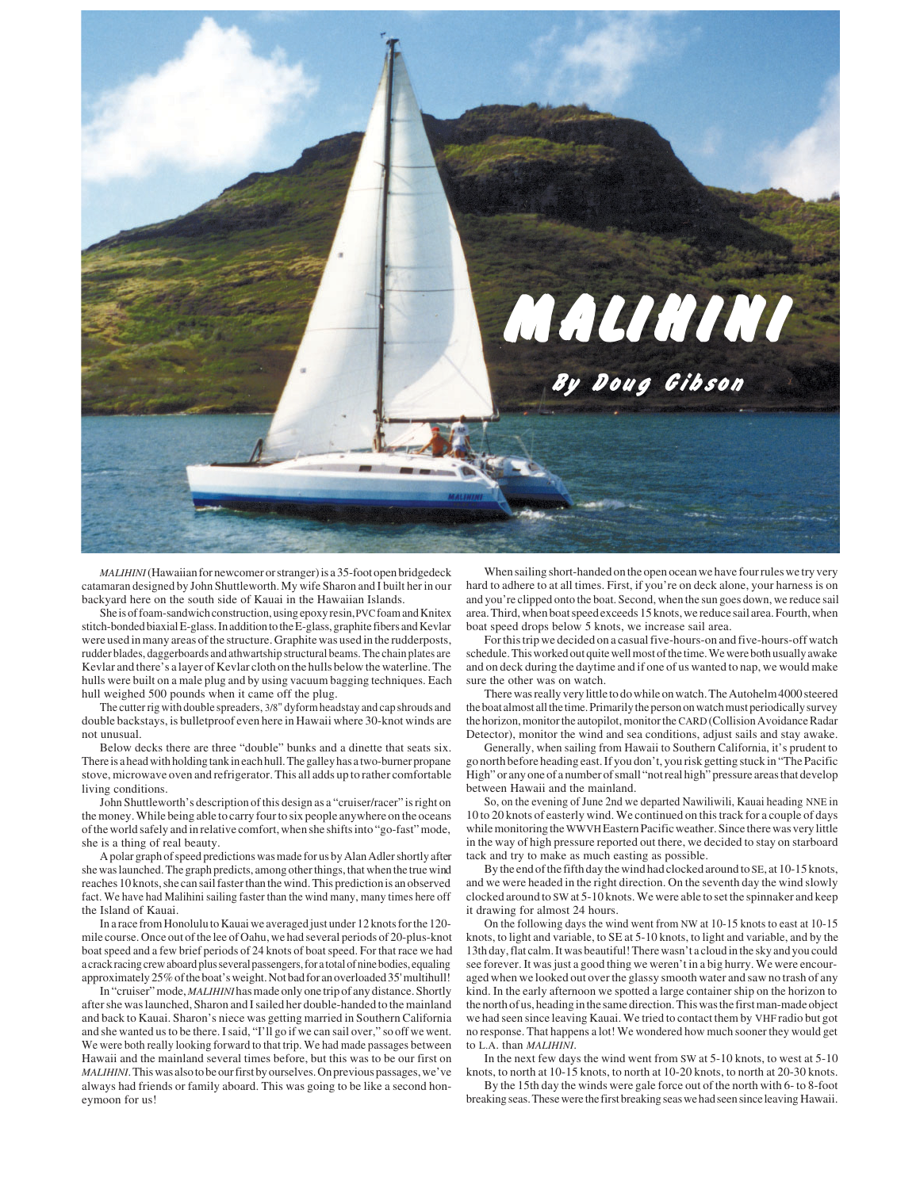# MALIHINI

## By Doug Gibson

*MALIHINI* (Hawaiian for newcomer or stranger) is a 35-foot open bridgedeck catamaran designed by John Shuttleworth. My wife Sharon and I built her in our backyard here on the south side of Kauai in the Hawaiian Islands.

She is of foam-sandwich construction, using epoxy resin, PVC foam and Knitex stitch-bonded biaxial E-glass. In addition to the E-glass, graphite fibers and Kevlar were used in many areas of the structure. Graphite was used in the rudderposts, rudder blades, daggerboards and athwartship structural beams. The chain plates are Kevlar and there's a layer of Kevlar cloth on the hulls below the waterline. The hulls were built on a male plug and by using vacuum bagging techniques. Each hull weighed 500 pounds when it came off the plug.

The cutter rig with double spreaders, 3/8" dyform headstay and cap shrouds and double backstays, is bulletproof even here in Hawaii where 30-knot winds are not unusual.

Below decks there are three "double" bunks and a dinette that seats six. There is a head with holding tank in each hull. The galley has a two-burner propane stove, microwave oven and refrigerator. This all adds up to rather comfortable living conditions.

John Shuttleworth's description of this design as a "cruiser/racer" is right on the money. While being able to carry four to six people anywhere on the oceans of the world safely and in relative comfort, when she shifts into "go-fast" mode, she is a thing of real beauty.

A polar graph of speed predictions was made for us by Alan Adler shortly after she was launched. The graph predicts, among other things, that when the true wind reaches 10 knots, she can sail faster than the wind. This prediction is an observed fact. We have had Malihini sailing faster than the wind many, many times here off the Island of Kauai.

In a race from Honolulu to Kauai we averaged just under 12 knots for the 120-mile course. Once out of the lee of Oahu, we had several periods of 20-plus-knot boat speed and a few brief periods of 24 knots of boat speed. For that race we had a crack racing crew aboard plus several passengers, for a total of nine bodies, equaling approximately 25% of the boat's weight. Not bad for an overloaded 35' multihull!

In "cruiser" mode, *MALIHINI* has made only one trip of any distance. Shortly after she was launched, Sharon and I sailed her double-handed to the mainland and back to Kauai. Sharon's niece was getting married in Southern California and she wanted us to be there. I said, "I'll go if we can sail over," so off we went. We were both really looking forward to that trip. We had made passages between Hawaii and the mainland several times before, but this was to be our first on *MALIHINI*. This was also to be our first by ourselves. On previous passages, we've always had friends or family aboard. This was going to be like a second honeymoon for us!

When sailing short-handed on the open ocean we have four rules we try very hard to adhere to at all times. First, if you're on deck alone, your harness is on and you're clipped onto the boat. Second, when the sun goes down, we reduce sail area. Third, when boat speed exceeds 15 knots, we reduce sail area. Fourth, when boat speed drops below 5 knots, we increase sail area.

For this trip we decided on a casual five-hours-on and five-hours-off watch schedule. This worked out quite well most of the time. We were both usually awake and on deck during the daytime and if one of us wanted to nap, we would make sure the other was on watch.

There was really very little to do while on watch. The Autohelm 4000 steered the boat almost all the time. Primarily the person on watch must periodically survey the horizon, monitor the autopilot, monitor the CARD (Collision Avoidance Radar Detector), monitor the wind and sea conditions, adjust sails and stay awake.

Generally, when sailing from Hawaii to Southern California, it's prudent to go north before heading east. If you don't, you risk getting stuck in "The Pacific High" or any one of a number of small "not real high" pressure areas that develop between Hawaii and the mainland.

So, on the evening of June 2nd we departed Nawiliwili, Kauai heading NNE in 10 to 20 knots of easterly wind. We continued on this track for a couple of days while monitoring the WWVH Eastern Pacific weather. Since there was very little in the way of high pressure reported out there, we decided to stay on starboard tack and try to make as much easting as possible.

By the end of the fifth day the wind had clocked around to SE, at 10-15 knots, and we were headed in the right direction. On the seventh day the wind slowly clocked around to SW at 5-10 knots. We were able to set the spinnaker and keep it drawing for almost 24 hours.

On the following days the wind went from NW at 10-15 knots to east at 10-15 knots, to light and variable, to SE at 5-10 knots, to light and variable, and by the 13th day, flat calm. It was beautiful! There wasn't a cloud in the sky and you could see forever. It was just a good thing we weren't in a big hurry. We were encouraged when we looked out over the glassy smooth water and saw no trash of any kind. In the early afternoon we spotted a large container ship on the horizon to the north of us, heading in the same direction. This was the first man-made object we had seen since leaving Kauai. We tried to contact them by VHF radio but got no response. That happens a lot! We wondered how much sooner they would get to L.A. than *MALIHINI*.

In the next few days the wind went from SW at 5-10 knots, to west at 5-10 knots, to north at 10-15 knots, to north at 10-20 knots, to north at 20-30 knots.

By the 15th day the winds were gale force out of the north with 6- to 8-foot breaking seas. These were the first breaking seas we had seen since leaving Hawaii.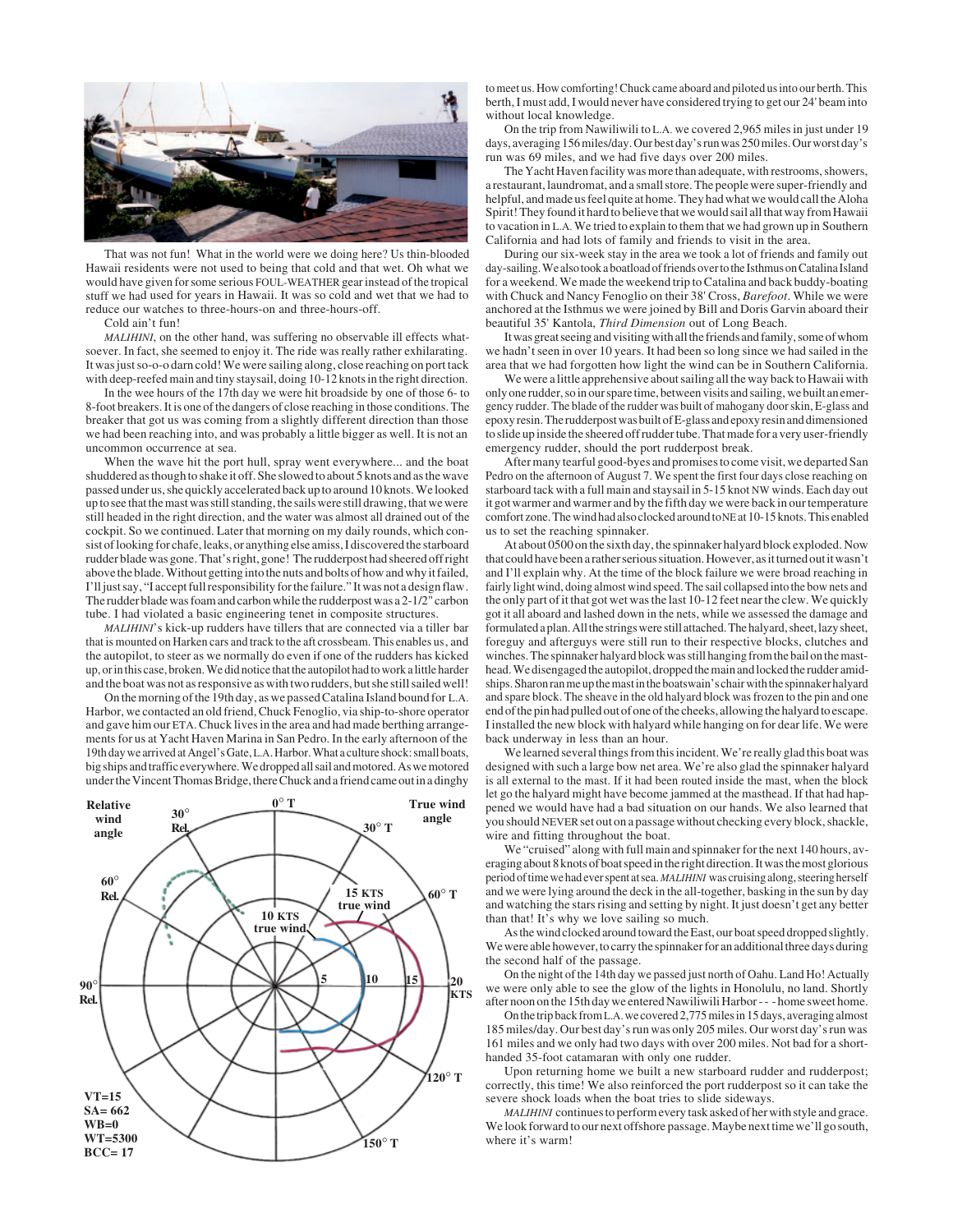That was not fun! What in the world were we doing here? Us thin-blooded Hawaii residents were not used to being that cold and that wet. Oh what we would have given for some serious FOUL-WEATHER gear instead of the tropical stuff we had used for years in Hawaii. It was so cold and wet that we had to reduce our watches to three-hours-on and three-hours-off.

Cold ain't fun!

*MALIHINI*, on the other hand, was suffering no observable ill effects whatsoever. In fact, she seemed to enjoy it. The ride was really rather exhilarating. It was just so-o-o darn cold! We were sailing along, close reaching on port tack with deep-reefed main and tiny staysail, doing 10-12 knots in the right direction.

In the wee hours of the 17th day we were hit broadside by one of those 6- to 8-foot breakers. It is one of the dangers of close reaching in those conditions. The breaker that got us was coming from a slightly different direction than those we had been reaching into, and was probably a little bigger as well. It is not an uncommon occurrence at sea.

When the wave hit the port hull, spray went everywhere... and the boat shuddered as though to shake it off. She slowed to about 5 knots and as the wave passed under us, she quickly accelerated back up to around 10 knots. We looked up to see that the mast was still standing, the sails were still drawing, that we were still headed in the right direction, and the water was almost all drained out of the cockpit. So we continued. Later that morning on my daily rounds, which consist of looking for chafe, leaks, or anything else amiss, I discovered the starboard rudder blade was gone. That's right, gone! The rudderpost had sheered off right above the blade. Without getting into the nuts and bolts of how and why it failed, I'll just say, "I accept full responsibility for the failure." It was not a design flaw. The rudder blade was foam and carbon while the rudderpost was a 2-1/2" carbon tube. I had violated a basic engineering tenet in composite structures.

*MALIHINI*'s kick-up rudders have tillers that are connected via a tiller bar that is mounted on Harken cars and track to the aft crossbeam. This enables us, and the autopilot, to steer as we normally do even if one of the rudders has kicked up, or in this case, broken. We did notice that the autopilot had to work a little harder and the boat was not as responsive as with two rudders, but she still sailed well!

On the morning of the 19th day, as we passed Catalina Island bound for L.A. Harbor, we contacted an old friend, Chuck Fenoglio, via ship-to-shore operator and gave him our ETA. Chuck lives in the area and had made berthing arrangements for us at Yacht Haven Marina in San Pedro. In the early afternoon of the 19th day we arrived at Angel's Gate, L.A. Harbor. What a culture shock: small boats, big ships and traffic everywhere. We dropped all sail and motored. As we motored under the Vincent Thomas Bridge, there Chuck and a friend came out in a dinghy to meet us. How comforting! Chuck came aboard and piloted us into our berth. This berth, I must add, I would never have considered trying to get our 24' beam into without local knowledge.

Relative wind angle
True wind angle
0° T
30° Rel.
30° T
60° Rel.
60° T
15 KTS true wind
10 KTS true wind
90° Rel.
5
10
15
20 KTS
120° T
150° T
VT=15
SA= 662
WB=0
WT=5300
BCC= 17

On the trip from Nawiliwili to L.A. we covered 2,965 miles in just under 19 days, averaging 156 miles/day. Our best day's run was 250 miles. Our worst day's run was 69 miles, and we had five days over 200 miles.

The Yacht Haven facility was more than adequate, with restrooms, showers, a restaurant, laundromat, and a small store. The people were super-friendly and helpful, and made us feel quite at home. They had what we would call the Aloha Spirit! They found it hard to believe that we would sail all that way from Hawaii to vacation in L.A. We tried to explain to them that we had grown up in Southern California and had lots of family and friends to visit in the area.

During our six-week stay in the area we took a lot of friends and family out day-sailing. We also took a boatload of friends over to the Isthmus on Catalina Island for a weekend. We made the weekend trip to Catalina and back buddy-boating with Chuck and Nancy Fenoglio on their 38' Cross, *Barefoot*. While we were anchored at the Isthmus we were joined by Bill and Doris Garvin aboard their beautiful 35' Kantola, *Third Dimension* out of Long Beach.

It was great seeing and visiting with all the friends and family, some of whom we hadn't seen in over 10 years. It had been so long since we had sailed in the area that we had forgotten how light the wind can be in Southern California.

We were a little apprehensive about sailing all the way back to Hawaii with only one rudder, so in our spare time, between visits and sailing, we built an emergency rudder. The blade of the rudder was built of mahogany door skin, E-glass and epoxy resin. The rudderpost was built of E-glass and epoxy resin and dimensioned to slide up inside the sheered off rudder tube. That made for a very user-friendly emergency rudder, should the port rudderpost break.

After many tearful good-byes and promises to come visit, we departed San Pedro on the afternoon of August 7. We spent the first four days close reaching on starboard tack with a full main and staysail in 5-15 knot NW winds. Each day out it got warmer and warmer and by the fifth day we were back in our temperature comfort zone. The wind had also clocked around to NE at 10-15 knots. This enabled us to set the reaching spinnaker.

At about 0500 on the sixth day, the spinnaker halyard block exploded. Now that could have been a rather serious situation. However, as it turned out it wasn't and I'll explain why. At the time of the block failure we were broad reaching in fairly light wind, doing almost wind speed. The sail collapsed into the bow nets and the only part of it that got wet was the last 10-12 feet near the clew. We quickly got it all aboard and lashed down in the nets, while we assessed the damage and formulated a plan. All the strings were still attached. The halyard, sheet, lazy sheet, foreguy and afterguys were still run to their respective blocks, clutches and winches. The spinnaker halyard block was still hanging from the bail on the masthead. We disengaged the autopilot, dropped the main and locked the rudder amidships. Sharon ran me up the mast in the boatswain's chair with the spinnaker halyard and spare block. The sheave in the old halyard block was frozen to the pin and one end of the pin had pulled out of one of the cheeks, allowing the halyard to escape. I installed the new block with halyard while hanging on for dear life. We were back underway in less than an hour.

We learned several things from this incident. We're really glad this boat was designed with such a large bow net area. We're also glad the spinnaker halyard is all external to the mast. If it had been routed inside the mast, when the block let go the halyard might have become jammed at the masthead. If that had happened we would have had a bad situation on our hands. We also learned that you should NEVER set out on a passage without checking every block, shackle, wire and fitting throughout the boat.

We "cruised" along with full main and spinnaker for the next 140 hours, averaging about 8 knots of boat speed in the right direction. It was the most glorious period of time we had ever spent at sea. *MALIHINI* was cruising along, steering herself and we were lying around the deck in the all-together, basking in the sun by day and watching the stars rising and setting by night. It just doesn't get any better than that! It's why we love sailing so much.

As the wind clocked around toward the East, our boat speed dropped slightly. We were able however, to carry the spinnaker for an additional three days during the second half of the passage.

On the night of the 14th day we passed just north of Oahu. Land Ho! Actually we were only able to see the glow of the lights in Honolulu, no land. Shortly after noon on the 15th day we entered Nawiliwili Harbor - - - home sweet home.

On the trip back from L.A. we covered 2,775 miles in 15 days, averaging almost 185 miles/day. Our best day's run was only 205 miles. Our worst day's run was 161 miles and we only had two days with over 200 miles. Not bad for a short-handed 35-foot catamaran with only one rudder.

Upon returning home we built a new starboard rudder and rudderpost; correctly, this time! We also reinforced the port rudderpost so it can take the severe shock loads when the boat tries to slide sideways.

*MALIHINI* continues to perform every task asked of her with style and grace. We look forward to our next offshore passage. Maybe next time we'll go south, where it's warm!